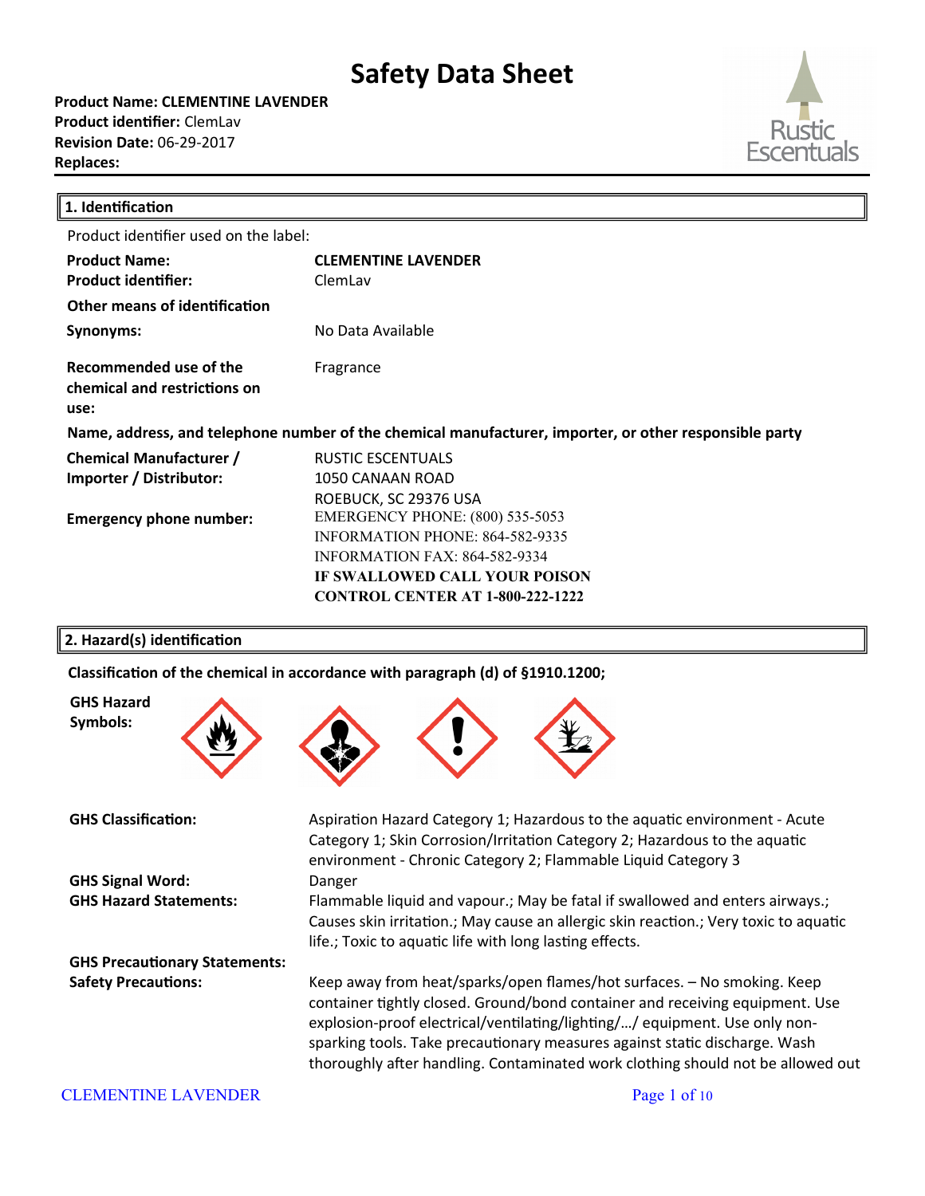# Safety Data Sheet

**Product Name: CLEMENTINE LAVENDER**
**Product identifier:** ClemLav
**Revision Date:** 06-29-2017
**Replaces:**

## 1. Identification

Product identifier used on the label:

**Product Name:** **CLEMENTINE LAVENDER**
**Product identifier:** ClemLav

**Other means of identification**

**Synonyms:** No Data Available

**Recommended use of the chemical and restrictions on use:** Fragrance

**Name, address, and telephone number of the chemical manufacturer, importer, or other responsible party**

**Chemical Manufacturer / Importer / Distributor:**
RUSTIC ESCENTUALS
1050 CANAAN ROAD
ROEBUCK, SC 29376 USA

**Emergency phone number:**
EMERGENCY PHONE: (800) 535-5053
INFORMATION PHONE: 864-582-9335
INFORMATION FAX: 864-582-9334
**IF SWALLOWED CALL YOUR POISON CONTROL CENTER AT 1-800-222-1222**

## 2. Hazard(s) identification

**Classification of the chemical in accordance with paragraph (d) of §1910.1200;**

**GHS Hazard Symbols:**

**GHS Classification:** Aspiration Hazard Category 1; Hazardous to the aquatic environment - Acute Category 1; Skin Corrosion/Irritation Category 2; Hazardous to the aquatic environment - Chronic Category 2; Flammable Liquid Category 3

**GHS Signal Word:** Danger

**GHS Hazard Statements:** Flammable liquid and vapour.; May be fatal if swallowed and enters airways.; Causes skin irritation.; May cause an allergic skin reaction.; Very toxic to aquatic life.; Toxic to aquatic life with long lasting effects.

**GHS Precautionary Statements:**

**Safety Precautions:** Keep away from heat/sparks/open flames/hot surfaces. – No smoking. Keep container tightly closed. Ground/bond container and receiving equipment. Use explosion-proof electrical/ventilating/lighting/…/ equipment. Use only non-sparking tools. Take precautionary measures against static discharge. Wash thoroughly after handling. Contaminated work clothing should not be allowed out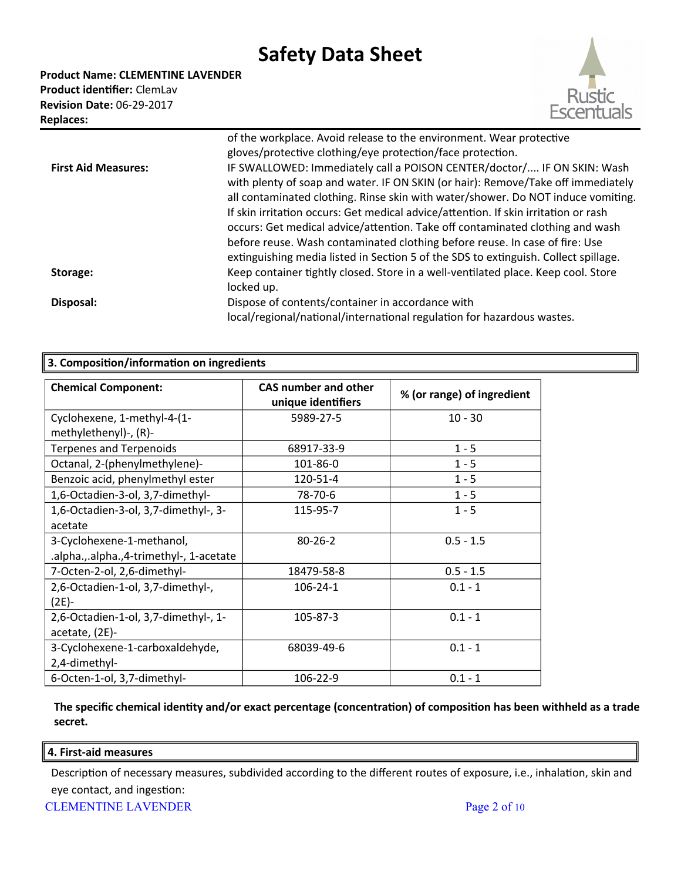| | |
|---|---|
| | of the workplace. Avoid release to the environment. Wear protective gloves/protective clothing/eye protection/face protection. |
| **First Aid Measures:** | IF SWALLOWED: Immediately call a POISON CENTER/doctor/.... IF ON SKIN: Wash with plenty of soap and water. IF ON SKIN (or hair): Remove/Take off immediately all contaminated clothing. Rinse skin with water/shower. Do NOT induce vomiting. If skin irritation occurs: Get medical advice/attention. If skin irritation or rash occurs: Get medical advice/attention. Take off contaminated clothing and wash before reuse. Wash contaminated clothing before reuse. In case of fire: Use extinguishing media listed in Section 5 of the SDS to extinguish. Collect spillage. |
| **Storage:** | Keep container tightly closed. Store in a well-ventilated place. Keep cool. Store locked up. |
| **Disposal:** | Dispose of contents/container in accordance with local/regional/national/international regulation for hazardous wastes. |

## 3. Composition/information on ingredients

| Chemical Component: | CAS number and other unique identifiers | % (or range) of ingredient |
|---|---|---|
| Cyclohexene, 1-methyl-4-(1-methylethenyl)-, (R)- | 5989-27-5 | 10 - 30 |
| Terpenes and Terpenoids | 68917-33-9 | 1 - 5 |
| Octanal, 2-(phenylmethylene)- | 101-86-0 | 1 - 5 |
| Benzoic acid, phenylmethyl ester | 120-51-4 | 1 - 5 |
| 1,6-Octadien-3-ol, 3,7-dimethyl- | 78-70-6 | 1 - 5 |
| 1,6-Octadien-3-ol, 3,7-dimethyl-, 3-acetate | 115-95-7 | 1 - 5 |
| 3-Cyclohexene-1-methanol, .alpha.,.alpha.,4-trimethyl-, 1-acetate | 80-26-2 | 0.5 - 1.5 |
| 7-Octen-2-ol, 2,6-dimethyl- | 18479-58-8 | 0.5 - 1.5 |
| 2,6-Octadien-1-ol, 3,7-dimethyl-, (2E)- | 106-24-1 | 0.1 - 1 |
| 2,6-Octadien-1-ol, 3,7-dimethyl-, 1-acetate, (2E)- | 105-87-3 | 0.1 - 1 |
| 3-Cyclohexene-1-carboxaldehyde, 2,4-dimethyl- | 68039-49-6 | 0.1 - 1 |
| 6-Octen-1-ol, 3,7-dimethyl- | 106-22-9 | 0.1 - 1 |

**The specific chemical identity and/or exact percentage (concentration) of composition has been withheld as a trade secret.**

## 4. First-aid measures

Description of necessary measures, subdivided according to the different routes of exposure, i.e., inhalation, skin and eye contact, and ingestion: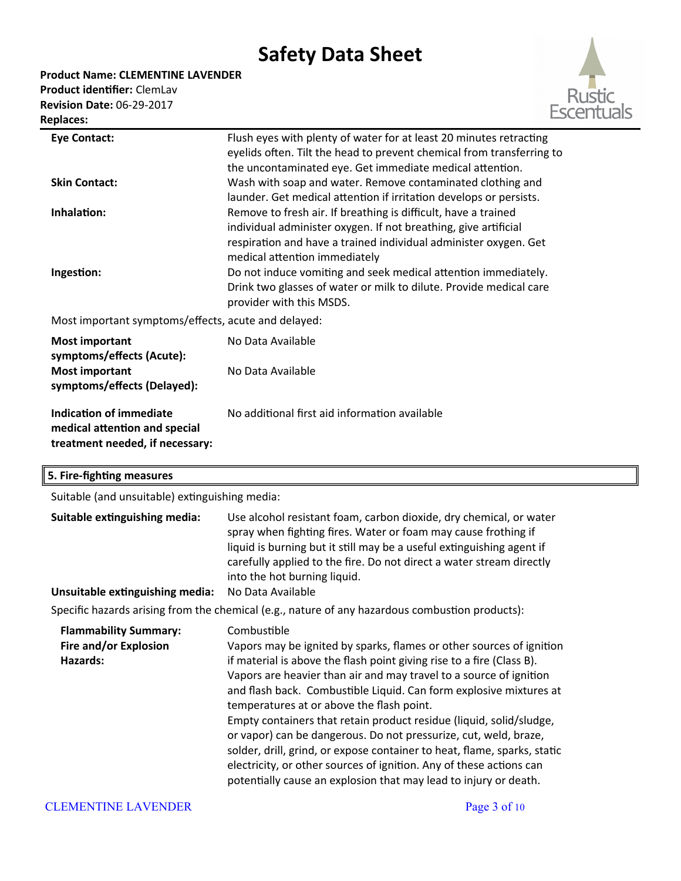| | |
|---|---|
| **Eye Contact:** | Flush eyes with plenty of water for at least 20 minutes retracting eyelids often. Tilt the head to prevent chemical from transferring to the uncontaminated eye. Get immediate medical attention. |
| **Skin Contact:** | Wash with soap and water. Remove contaminated clothing and launder. Get medical attention if irritation develops or persists. |
| **Inhalation:** | Remove to fresh air. If breathing is difficult, have a trained individual administer oxygen. If not breathing, give artificial respiration and have a trained individual administer oxygen. Get medical attention immediately |
| **Ingestion:** | Do not induce vomiting and seek medical attention immediately. Drink two glasses of water or milk to dilute. Provide medical care provider with this MSDS. |

Most important symptoms/effects, acute and delayed:

| | |
|---|---|
| **Most important symptoms/effects (Acute):** | No Data Available |
| **Most important symptoms/effects (Delayed):** | No Data Available |
| **Indication of immediate medical attention and special treatment needed, if necessary:** | No additional first aid information available |

## 5. Fire-fighting measures

Suitable (and unsuitable) extinguishing media:

| | |
|---|---|
| **Suitable extinguishing media:** | Use alcohol resistant foam, carbon dioxide, dry chemical, or water spray when fighting fires. Water or foam may cause frothing if liquid is burning but it still may be a useful extinguishing agent if carefully applied to the fire. Do not direct a water stream directly into the hot burning liquid. |
| **Unsuitable extinguishing media:** | No Data Available |

Specific hazards arising from the chemical (e.g., nature of any hazardous combustion products):

| | |
|---|---|
| **Flammability Summary:** | Combustible |
| **Fire and/or Explosion Hazards:** | Vapors may be ignited by sparks, flames or other sources of ignition if material is above the flash point giving rise to a fire (Class B). Vapors are heavier than air and may travel to a source of ignition and flash back. Combustible Liquid. Can form explosive mixtures at temperatures at or above the flash point.<br>Empty containers that retain product residue (liquid, solid/sludge, or vapor) can be dangerous. Do not pressurize, cut, weld, braze, solder, drill, grind, or expose container to heat, flame, sparks, static electricity, or other sources of ignition. Any of these actions can potentially cause an explosion that may lead to injury or death. |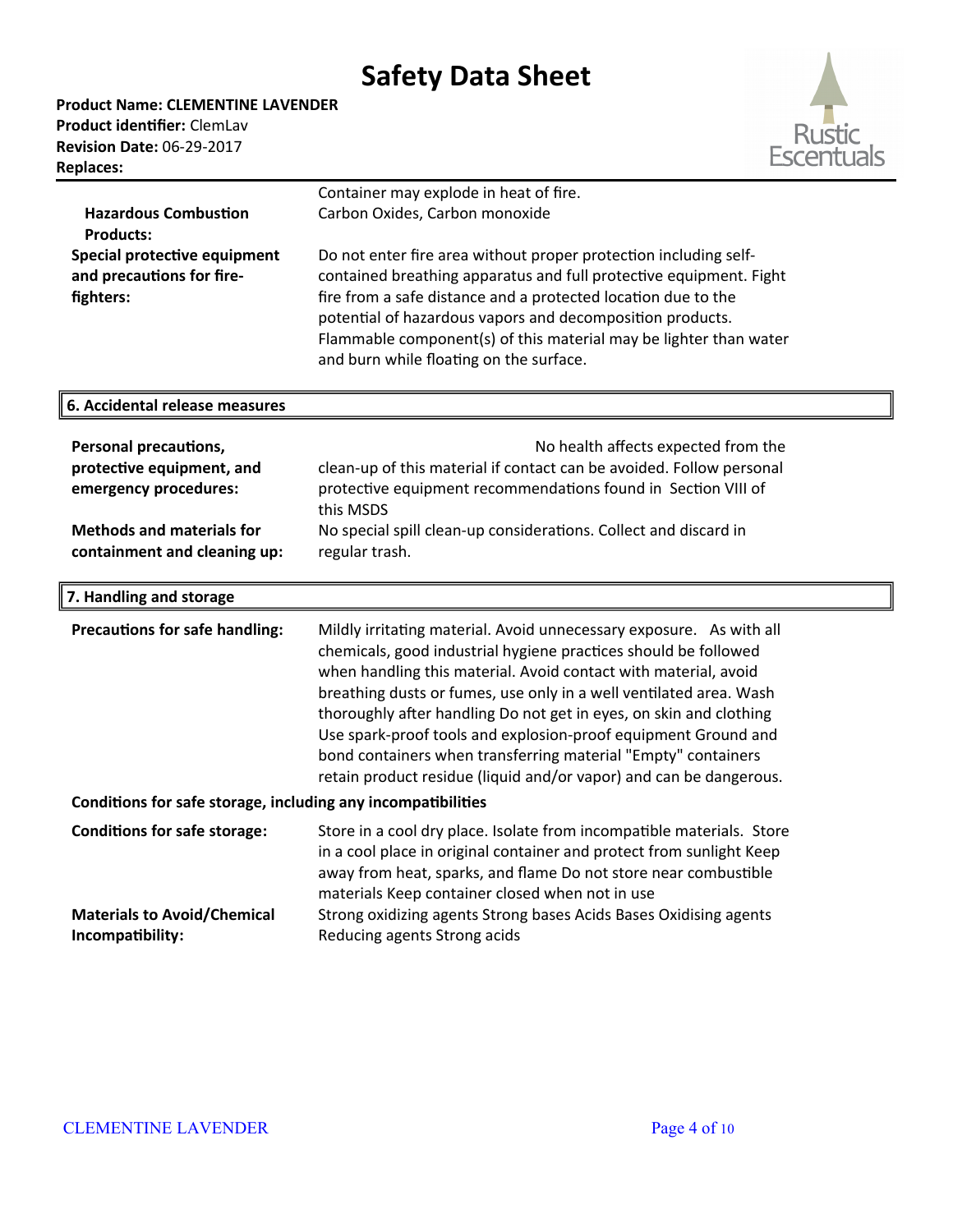# Safety Data Sheet

**Product Name: CLEMENTINE LAVENDER**
**Product identifier:** ClemLav
**Revision Date:** 06-29-2017
**Replaces:**

| | |
|---|---|
| | Container may explode in heat of fire. |
| **Hazardous Combustion Products:** | Carbon Oxides, Carbon monoxide |
| **Special protective equipment and precautions for fire-fighters:** | Do not enter fire area without proper protection including self-contained breathing apparatus and full protective equipment. Fight fire from a safe distance and a protected location due to the potential of hazardous vapors and decomposition products. Flammable component(s) of this material may be lighter than water and burn while floating on the surface. |

## 6. Accidental release measures

| | |
|---|---|
| **Personal precautions, protective equipment, and emergency procedures:** | No health affects expected from the clean-up of this material if contact can be avoided. Follow personal protective equipment recommendations found in Section VIII of this MSDS |
| **Methods and materials for containment and cleaning up:** | No special spill clean-up considerations. Collect and discard in regular trash. |

## 7. Handling and storage

| | |
|---|---|
| **Precautions for safe handling:** | Mildly irritating material. Avoid unnecessary exposure. As with all chemicals, good industrial hygiene practices should be followed when handling this material. Avoid contact with material, avoid breathing dusts or fumes, use only in a well ventilated area. Wash thoroughly after handling Do not get in eyes, on skin and clothing Use spark-proof tools and explosion-proof equipment Ground and bond containers when transferring material "Empty" containers retain product residue (liquid and/or vapor) and can be dangerous. |

**Conditions for safe storage, including any incompatibilities**

| | |
|---|---|
| **Conditions for safe storage:** | Store in a cool dry place. Isolate from incompatible materials. Store in a cool place in original container and protect from sunlight Keep away from heat, sparks, and flame Do not store near combustible materials Keep container closed when not in use |
| **Materials to Avoid/Chemical Incompatibility:** | Strong oxidizing agents Strong bases Acids Bases Oxidising agents Reducing agents Strong acids |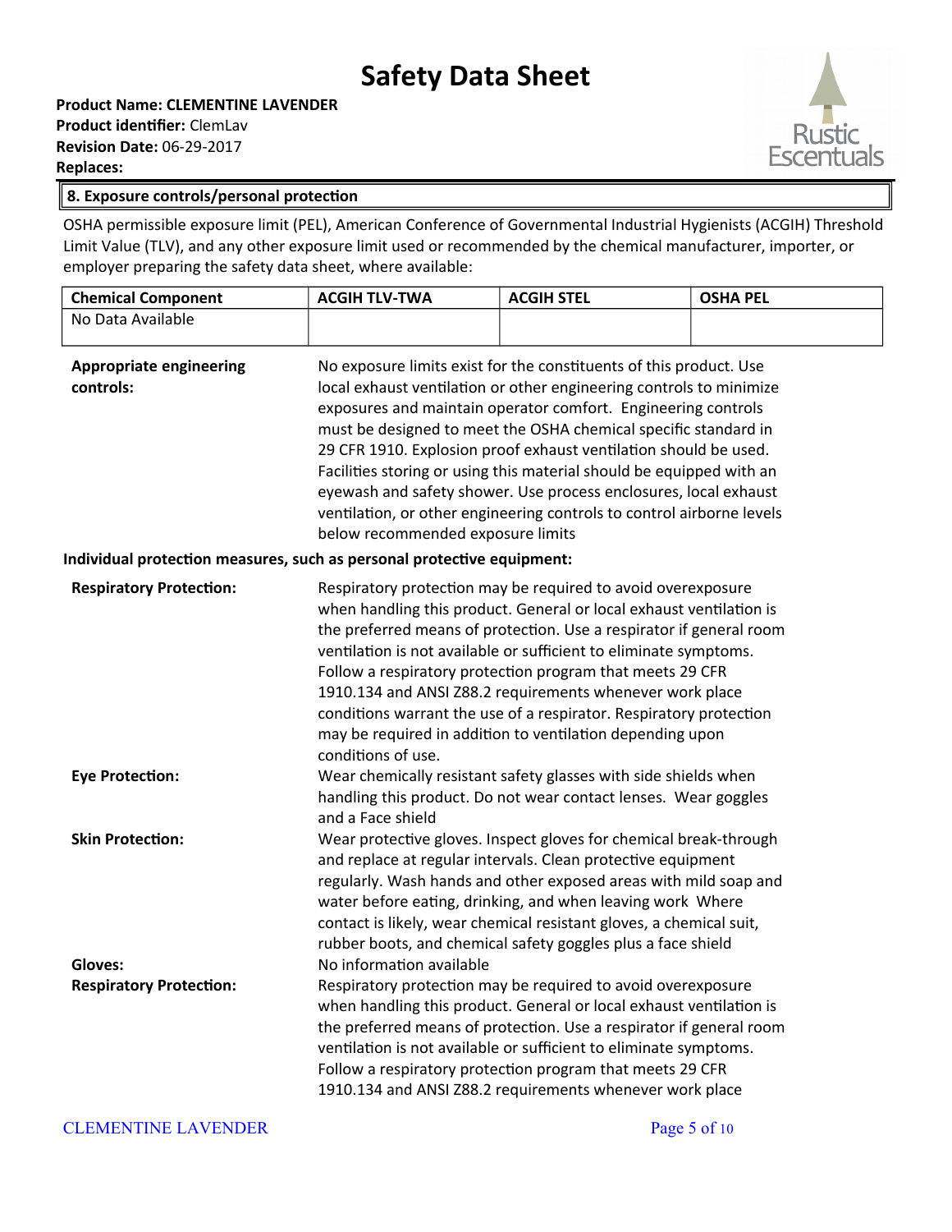# Safety Data Sheet

**Product Name: CLEMENTINE LAVENDER**
**Product identifier:** ClemLav
**Revision Date:** 06-29-2017
**Replaces:**

## 8. Exposure controls/personal protection

OSHA permissible exposure limit (PEL), American Conference of Governmental Industrial Hygienists (ACGIH) Threshold Limit Value (TLV), and any other exposure limit used or recommended by the chemical manufacturer, importer, or employer preparing the safety data sheet, where available:

| Chemical Component | ACGIH TLV-TWA | ACGIH STEL | OSHA PEL |
|---|---|---|---|
| No Data Available | | | |

**Appropriate engineering controls:** No exposure limits exist for the constituents of this product. Use local exhaust ventilation or other engineering controls to minimize exposures and maintain operator comfort. Engineering controls must be designed to meet the OSHA chemical specific standard in 29 CFR 1910. Explosion proof exhaust ventilation should be used. Facilities storing or using this material should be equipped with an eyewash and safety shower. Use process enclosures, local exhaust ventilation, or other engineering controls to control airborne levels below recommended exposure limits

**Individual protection measures, such as personal protective equipment:**

**Respiratory Protection:** Respiratory protection may be required to avoid overexposure when handling this product. General or local exhaust ventilation is the preferred means of protection. Use a respirator if general room ventilation is not available or sufficient to eliminate symptoms. Follow a respiratory protection program that meets 29 CFR 1910.134 and ANSI Z88.2 requirements whenever work place conditions warrant the use of a respirator. Respiratory protection may be required in addition to ventilation depending upon conditions of use.

**Eye Protection:** Wear chemically resistant safety glasses with side shields when handling this product. Do not wear contact lenses. Wear goggles and a Face shield

**Skin Protection:** Wear protective gloves. Inspect gloves for chemical break-through and replace at regular intervals. Clean protective equipment regularly. Wash hands and other exposed areas with mild soap and water before eating, drinking, and when leaving work Where contact is likely, wear chemical resistant gloves, a chemical suit, rubber boots, and chemical safety goggles plus a face shield

**Gloves:** No information available

**Respiratory Protection:** Respiratory protection may be required to avoid overexposure when handling this product. General or local exhaust ventilation is the preferred means of protection. Use a respirator if general room ventilation is not available or sufficient to eliminate symptoms. Follow a respiratory protection program that meets 29 CFR 1910.134 and ANSI Z88.2 requirements whenever work place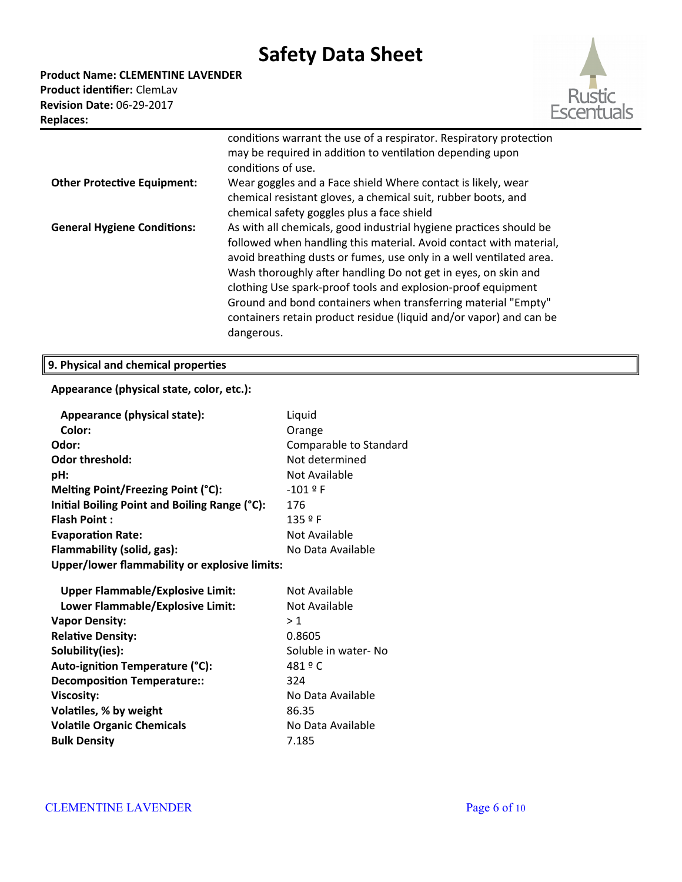| | |
|---|---|
| | conditions warrant the use of a respirator. Respiratory protection may be required in addition to ventilation depending upon conditions of use. |
| **Other Protective Equipment:** | Wear goggles and a Face shield Where contact is likely, wear chemical resistant gloves, a chemical suit, rubber boots, and chemical safety goggles plus a face shield |
| **General Hygiene Conditions:** | As with all chemicals, good industrial hygiene practices should be followed when handling this material. Avoid contact with material, avoid breathing dusts or fumes, use only in a well ventilated area. Wash thoroughly after handling Do not get in eyes, on skin and clothing Use spark-proof tools and explosion-proof equipment Ground and bond containers when transferring material "Empty" containers retain product residue (liquid and/or vapor) and can be dangerous. |

## 9. Physical and chemical properties

**Appearance (physical state, color, etc.):**

| | |
|---|---|
| **Appearance (physical state):** | Liquid |
| **Color:** | Orange |
| **Odor:** | Comparable to Standard |
| **Odor threshold:** | Not determined |
| **pH:** | Not Available |
| **Melting Point/Freezing Point (°C):** | -101 º F |
| **Initial Boiling Point and Boiling Range (°C):** | 176 |
| **Flash Point :** | 135 º F |
| **Evaporation Rate:** | Not Available |
| **Flammability (solid, gas):** | No Data Available |

**Upper/lower flammability or explosive limits:**

| | |
|---|---|
| **Upper Flammable/Explosive Limit:** | Not Available |
| **Lower Flammable/Explosive Limit:** | Not Available |
| **Vapor Density:** | > 1 |
| **Relative Density:** | 0.8605 |
| **Solubility(ies):** | Soluble in water- No |
| **Auto-ignition Temperature (°C):** | 481 º C |
| **Decomposition Temperature::** | 324 |
| **Viscosity:** | No Data Available |
| **Volatiles, % by weight** | 86.35 |
| **Volatile Organic Chemicals** | No Data Available |
| **Bulk Density** | 7.185 |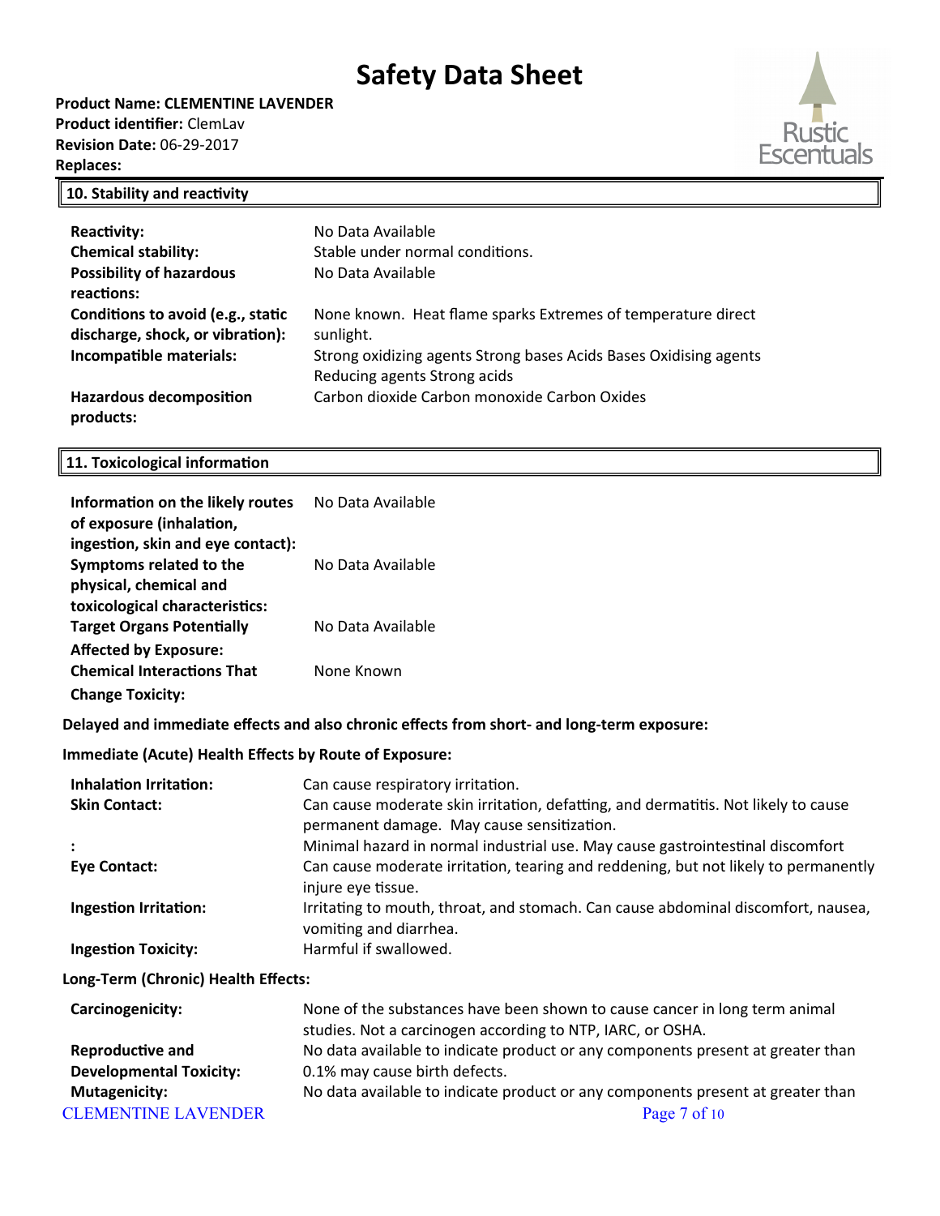# Safety Data Sheet

**Product Name: CLEMENTINE LAVENDER**
**Product identifier:** ClemLav
**Revision Date:** 06-29-2017
**Replaces:**

## 10. Stability and reactivity

| | |
|---|---|
| **Reactivity:** | No Data Available |
| **Chemical stability:** | Stable under normal conditions. |
| **Possibility of hazardous reactions:** | No Data Available |
| **Conditions to avoid (e.g., static discharge, shock, or vibration):** | None known. Heat flame sparks Extremes of temperature direct sunlight. |
| **Incompatible materials:** | Strong oxidizing agents Strong bases Acids Bases Oxidising agents Reducing agents Strong acids |
| **Hazardous decomposition products:** | Carbon dioxide Carbon monoxide Carbon Oxides |

## 11. Toxicological information

| | |
|---|---|
| **Information on the likely routes of exposure (inhalation, ingestion, skin and eye contact):** | No Data Available |
| **Symptoms related to the physical, chemical and toxicological characteristics:** | No Data Available |
| **Target Organs Potentially Affected by Exposure:** | No Data Available |
| **Chemical Interactions That Change Toxicity:** | None Known |

**Delayed and immediate effects and also chronic effects from short- and long-term exposure:**

**Immediate (Acute) Health Effects by Route of Exposure:**

| | |
|---|---|
| **Inhalation Irritation:** | Can cause respiratory irritation. |
| **Skin Contact:** | Can cause moderate skin irritation, defatting, and dermatitis. Not likely to cause permanent damage. May cause sensitization. |
| **:** | Minimal hazard in normal industrial use. May cause gastrointestinal discomfort |
| **Eye Contact:** | Can cause moderate irritation, tearing and reddening, but not likely to permanently injure eye tissue. |
| **Ingestion Irritation:** | Irritating to mouth, throat, and stomach. Can cause abdominal discomfort, nausea, vomiting and diarrhea. |
| **Ingestion Toxicity:** | Harmful if swallowed. |

**Long-Term (Chronic) Health Effects:**

| | |
|---|---|
| **Carcinogenicity:** | None of the substances have been shown to cause cancer in long term animal studies. Not a carcinogen according to NTP, IARC, or OSHA. |
| **Reproductive and Developmental Toxicity:** | No data available to indicate product or any components present at greater than 0.1% may cause birth defects. |
| **Mutagenicity:** | No data available to indicate product or any components present at greater than |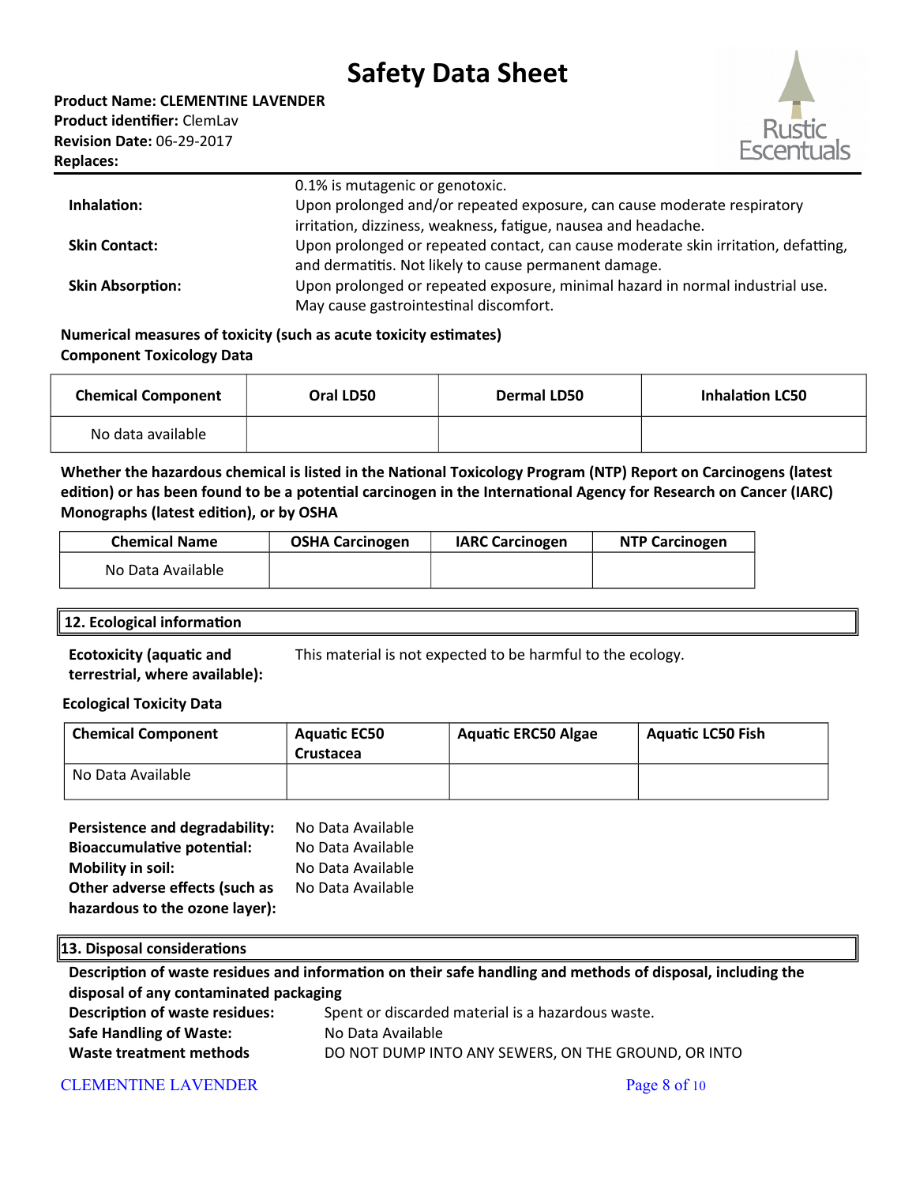0.1% is mutagenic or genotoxic.

**Inhalation:** Upon prolonged and/or repeated exposure, can cause moderate respiratory irritation, dizziness, weakness, fatigue, nausea and headache.

**Skin Contact:** Upon prolonged or repeated contact, can cause moderate skin irritation, defatting, and dermatitis. Not likely to cause permanent damage.

**Skin Absorption:** Upon prolonged or repeated exposure, minimal hazard in normal industrial use. May cause gastrointestinal discomfort.

**Numerical measures of toxicity (such as acute toxicity estimates)**
**Component Toxicology Data**

| Chemical Component | Oral LD50 | Dermal LD50 | Inhalation LC50 |
|---|---|---|---|
| No data available | | | |

**Whether the hazardous chemical is listed in the National Toxicology Program (NTP) Report on Carcinogens (latest edition) or has been found to be a potential carcinogen in the International Agency for Research on Cancer (IARC) Monographs (latest edition), or by OSHA**

| Chemical Name | OSHA Carcinogen | IARC Carcinogen | NTP Carcinogen |
|---|---|---|---|
| No Data Available | | | |

## 12. Ecological information

**Ecotoxicity (aquatic and terrestrial, where available):** This material is not expected to be harmful to the ecology.

**Ecological Toxicity Data**

| Chemical Component | Aquatic EC50 Crustacea | Aquatic ERC50 Algae | Aquatic LC50 Fish |
|---|---|---|---|
| No Data Available | | | |

**Persistence and degradability:** No Data Available
**Bioaccumulative potential:** No Data Available
**Mobility in soil:** No Data Available
**Other adverse effects (such as hazardous to the ozone layer):** No Data Available

## 13. Disposal considerations

**Description of waste residues and information on their safe handling and methods of disposal, including the disposal of any contaminated packaging**

**Description of waste residues:** Spent or discarded material is a hazardous waste.
**Safe Handling of Waste:** No Data Available
**Waste treatment methods** DO NOT DUMP INTO ANY SEWERS, ON THE GROUND, OR INTO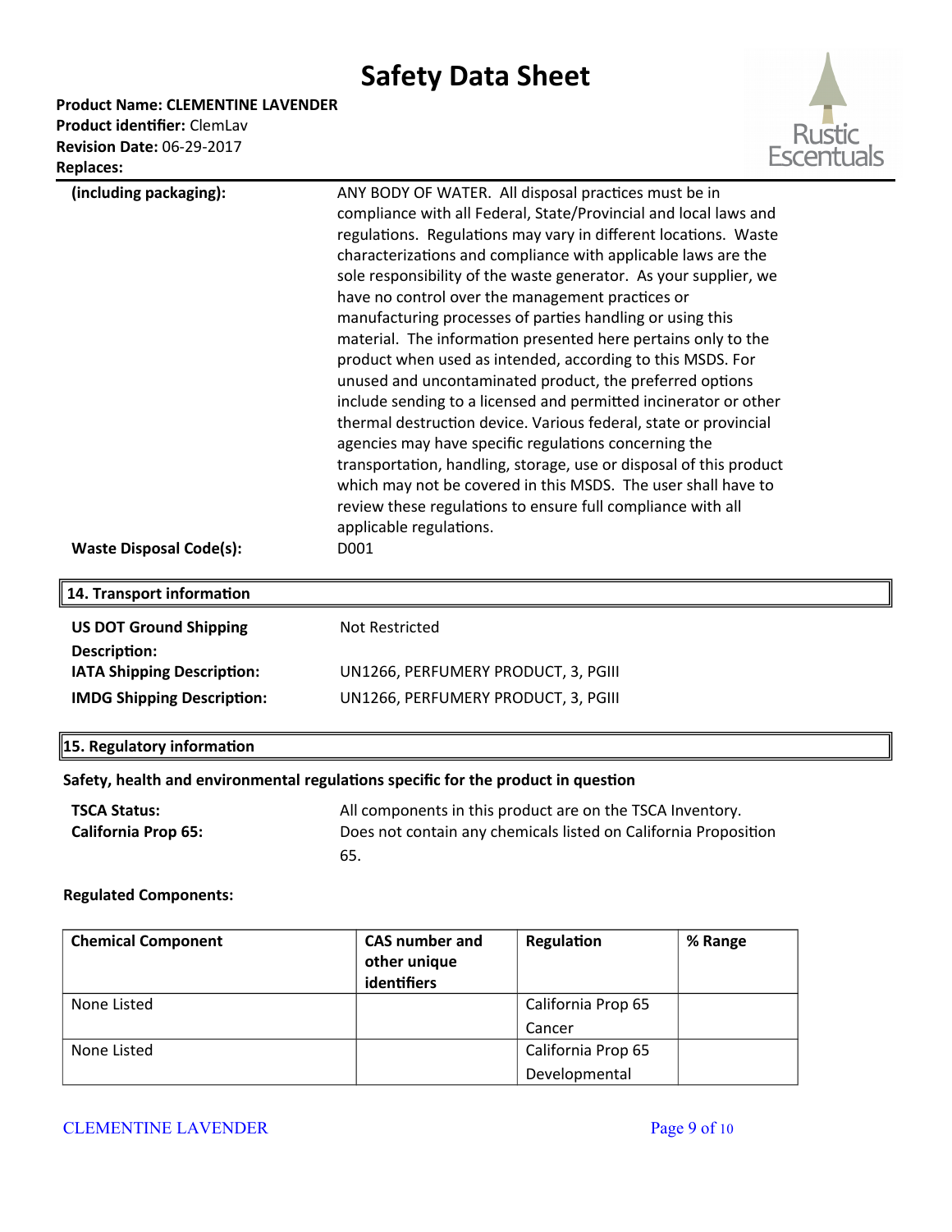**(including packaging):** ANY BODY OF WATER. All disposal practices must be in compliance with all Federal, State/Provincial and local laws and regulations. Regulations may vary in different locations. Waste characterizations and compliance with applicable laws are the sole responsibility of the waste generator. As your supplier, we have no control over the management practices or manufacturing processes of parties handling or using this material. The information presented here pertains only to the product when used as intended, according to this MSDS. For unused and uncontaminated product, the preferred options include sending to a licensed and permitted incinerator or other thermal destruction device. Various federal, state or provincial agencies may have specific regulations concerning the transportation, handling, storage, use or disposal of this product which may not be covered in this MSDS. The user shall have to review these regulations to ensure full compliance with all applicable regulations.

**Waste Disposal Code(s):** D001

## 14. Transport information

**US DOT Ground Shipping Description:** Not Restricted

**IATA Shipping Description:** UN1266, PERFUMERY PRODUCT, 3, PGIII

**IMDG Shipping Description:** UN1266, PERFUMERY PRODUCT, 3, PGIII

## 15. Regulatory information

**Safety, health and environmental regulations specific for the product in question**

**TSCA Status:** All components in this product are on the TSCA Inventory.

**California Prop 65:** Does not contain any chemicals listed on California Proposition 65.

**Regulated Components:**

| Chemical Component | CAS number and other unique identifiers | Regulation | % Range |
| --- | --- | --- | --- |
| None Listed | | California Prop 65 Cancer | |
| None Listed | | California Prop 65 Developmental | |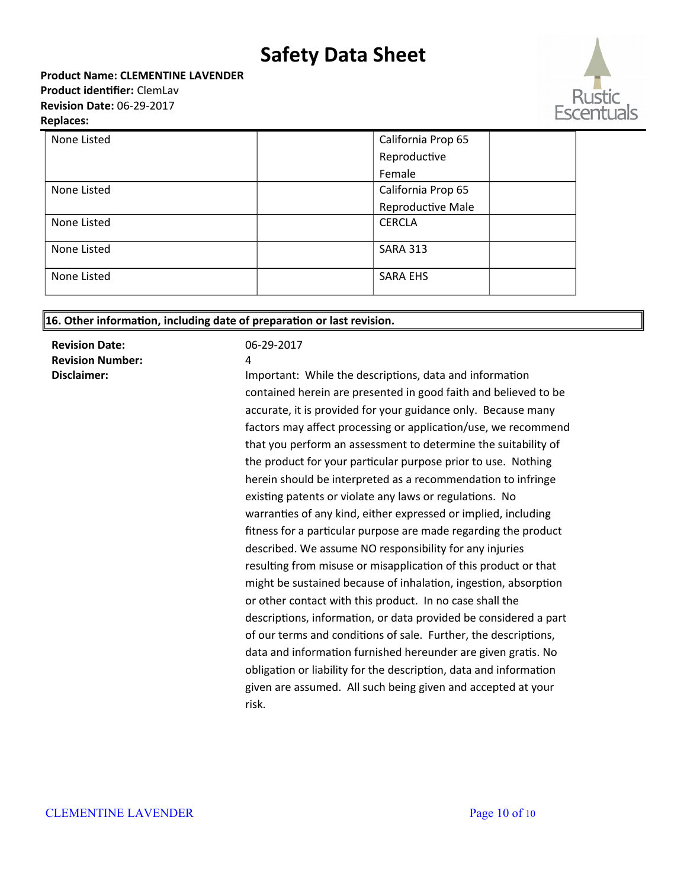| | | | |
|---|---|---|---|
| None Listed | | California Prop 65 Reproductive Female | |
| None Listed | | California Prop 65 Reproductive Male | |
| None Listed | | CERCLA | |
| None Listed | | SARA 313 | |
| None Listed | | SARA EHS | |

## 16. Other information, including date of preparation or last revision.

**Revision Date:** 06-29-2017

**Revision Number:** 4

**Disclaimer:** Important: While the descriptions, data and information contained herein are presented in good faith and believed to be accurate, it is provided for your guidance only. Because many factors may affect processing or application/use, we recommend that you perform an assessment to determine the suitability of the product for your particular purpose prior to use. Nothing herein should be interpreted as a recommendation to infringe existing patents or violate any laws or regulations. No warranties of any kind, either expressed or implied, including fitness for a particular purpose are made regarding the product described. We assume NO responsibility for any injuries resulting from misuse or misapplication of this product or that might be sustained because of inhalation, ingestion, absorption or other contact with this product. In no case shall the descriptions, information, or data provided be considered a part of our terms and conditions of sale. Further, the descriptions, data and information furnished hereunder are given gratis. No obligation or liability for the description, data and information given are assumed. All such being given and accepted at your risk.